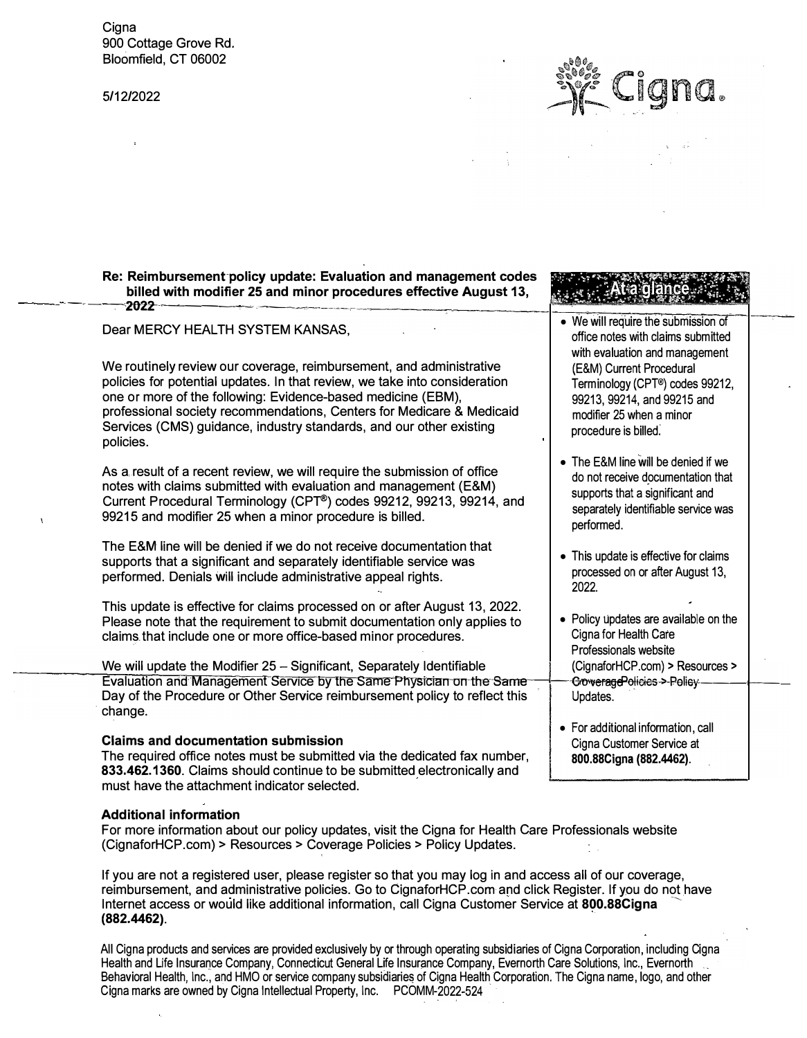Cigna
900 Cottage Grove Rd.
Bloomfield, CT 06002

5/12/2022

**Re: Reimbursement policy update: Evaluation and management codes billed with modifier 25 and minor procedures effective August 13, 2022**

Dear MERCY HEALTH SYSTEM KANSAS,

We routinely review our coverage, reimbursement, and administrative policies for potential updates. In that review, we take into consideration one or more of the following: Evidence-based medicine (EBM), professional society recommendations, Centers for Medicare & Medicaid Services (CMS) guidance, industry standards, and our other existing policies.

As a result of a recent review, we will require the submission of office notes with claims submitted with evaluation and management (E&M) Current Procedural Terminology (CPT®) codes 99212, 99213, 99214, and 99215 and modifier 25 when a minor procedure is billed.

The E&M line will be denied if we do not receive documentation that supports that a significant and separately identifiable service was performed. Denials will include administrative appeal rights.

This update is effective for claims processed on or after August 13, 2022. Please note that the requirement to submit documentation only applies to claims that include one or more office-based minor procedures.

We will update the Modifier 25 – Significant, Separately Identifiable Evaluation and Management Service by the Same Physician on the Same Day of the Procedure or Other Service reimbursement policy to reflect this change.

**Claims and documentation submission**

The required office notes must be submitted via the dedicated fax number, **833.462.1360**. Claims should continue to be submitted electronically and must have the attachment indicator selected.

**At a glance**

- We will require the submission of office notes with claims submitted with evaluation and management (E&M) Current Procedural Terminology (CPT®) codes 99212, 99213, 99214, and 99215 and modifier 25 when a minor procedure is billed.
- The E&M line will be denied if we do not receive documentation that supports that a significant and separately identifiable service was performed.
- This update is effective for claims processed on or after August 13, 2022.
- Policy updates are available on the Cigna for Health Care Professionals website (CignaforHCP.com) > Resources > Coverage Policies > Policy Updates.
- For additional information, call Cigna Customer Service at **800.88Cigna (882.4462)**.

**Additional information**

For more information about our policy updates, visit the Cigna for Health Care Professionals website (CignaforHCP.com) > Resources > Coverage Policies > Policy Updates.

If you are not a registered user, please register so that you may log in and access all of our coverage, reimbursement, and administrative policies. Go to CignaforHCP.com and click Register. If you do not have Internet access or would like additional information, call Cigna Customer Service at **800.88Cigna (882.4462)**.

All Cigna products and services are provided exclusively by or through operating subsidiaries of Cigna Corporation, including Cigna Health and Life Insurance Company, Connecticut General Life Insurance Company, Evernorth Care Solutions, Inc., Evernorth Behavioral Health, Inc., and HMO or service company subsidiaries of Cigna Health Corporation. The Cigna name, logo, and other Cigna marks are owned by Cigna Intellectual Property, Inc. PCOMM-2022-524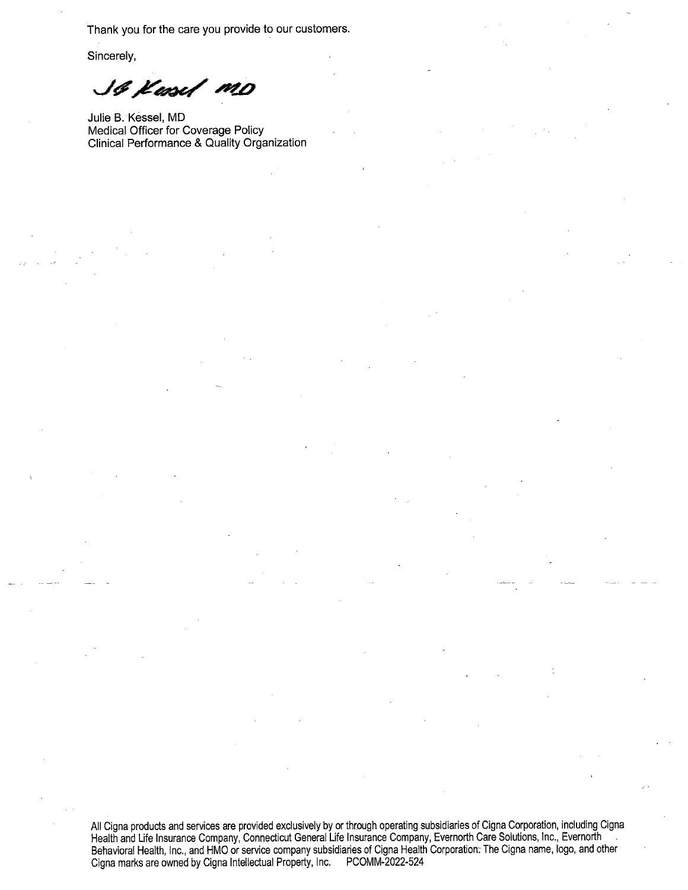Thank you for the care you provide to our customers.

Sincerely,

JB Kessel MD

Julie B. Kessel, MD
Medical Officer for Coverage Policy
Clinical Performance & Quality Organization

All Cigna products and services are provided exclusively by or through operating subsidiaries of Cigna Corporation, including Cigna Health and Life Insurance Company, Connecticut General Life Insurance Company, Evernorth Care Solutions, Inc., Evernorth Behavioral Health, Inc., and HMO or service company subsidiaries of Cigna Health Corporation. The Cigna name, logo, and other Cigna marks are owned by Cigna Intellectual Property, Inc. PCOMM-2022-524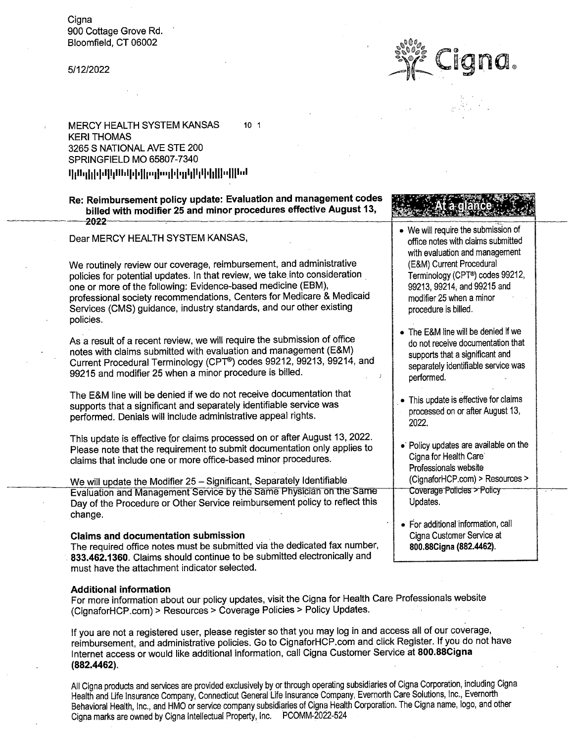Cigna
900 Cottage Grove Rd.
Bloomfield, CT 06002

5/12/2022

MERCY HEALTH SYSTEM KANSAS 10 1
KERI THOMAS
3265 S NATIONAL AVE STE 200
SPRINGFIELD MO 65807-7340

**Re: Reimbursement policy update: Evaluation and management codes billed with modifier 25 and minor procedures effective August 13, 2022**

Dear MERCY HEALTH SYSTEM KANSAS,

We routinely review our coverage, reimbursement, and administrative policies for potential updates. In that review, we take into consideration one or more of the following: Evidence-based medicine (EBM), professional society recommendations, Centers for Medicare & Medicaid Services (CMS) guidance, industry standards, and our other existing policies.

As a result of a recent review, we will require the submission of office notes with claims submitted with evaluation and management (E&M) Current Procedural Terminology (CPT®) codes 99212, 99213, 99214, and 99215 and modifier 25 when a minor procedure is billed.

The E&M line will be denied if we do not receive documentation that supports that a significant and separately identifiable service was performed. Denials will include administrative appeal rights.

This update is effective for claims processed on or after August 13, 2022. Please note that the requirement to submit documentation only applies to claims that include one or more office-based minor procedures.

We will update the Modifier 25 – Significant, Separately Identifiable Evaluation and Management Service by the Same Physician on the Same Day of the Procedure or Other Service reimbursement policy to reflect this change.

### At a glance

- We will require the submission of office notes with claims submitted with evaluation and management (E&M) Current Procedural Terminology (CPT®) codes 99212, 99213, 99214, and 99215 and modifier 25 when a minor procedure is billed.
- The E&M line will be denied if we do not receive documentation that supports that a significant and separately identifiable service was performed.
- This update is effective for claims processed on or after August 13, 2022.
- Policy updates are available on the Cigna for Health Care Professionals website (CignaforHCP.com) > Resources > Coverage Policies > Policy Updates.
- For additional information, call Cigna Customer Service at **800.88Cigna (882.4462)**.

### Claims and documentation submission

The required office notes must be submitted via the dedicated fax number, **833.462.1360**. Claims should continue to be submitted electronically and must have the attachment indicator selected.

### Additional information

For more information about our policy updates, visit the Cigna for Health Care Professionals website (CignaforHCP.com) > Resources > Coverage Policies > Policy Updates.

If you are not a registered user, please register so that you may log in and access all of our coverage, reimbursement, and administrative policies. Go to CignaforHCP.com and click Register. If you do not have Internet access or would like additional information, call Cigna Customer Service at **800.88Cigna (882.4462)**.

All Cigna products and services are provided exclusively by or through operating subsidiaries of Cigna Corporation, including Cigna Health and Life Insurance Company, Connecticut General Life Insurance Company, Evernorth Care Solutions, Inc., Evernorth Behavioral Health, Inc., and HMO or service company subsidiaries of Cigna Health Corporation. The Cigna name, logo, and other Cigna marks are owned by Cigna Intellectual Property, Inc. PCOMM-2022-524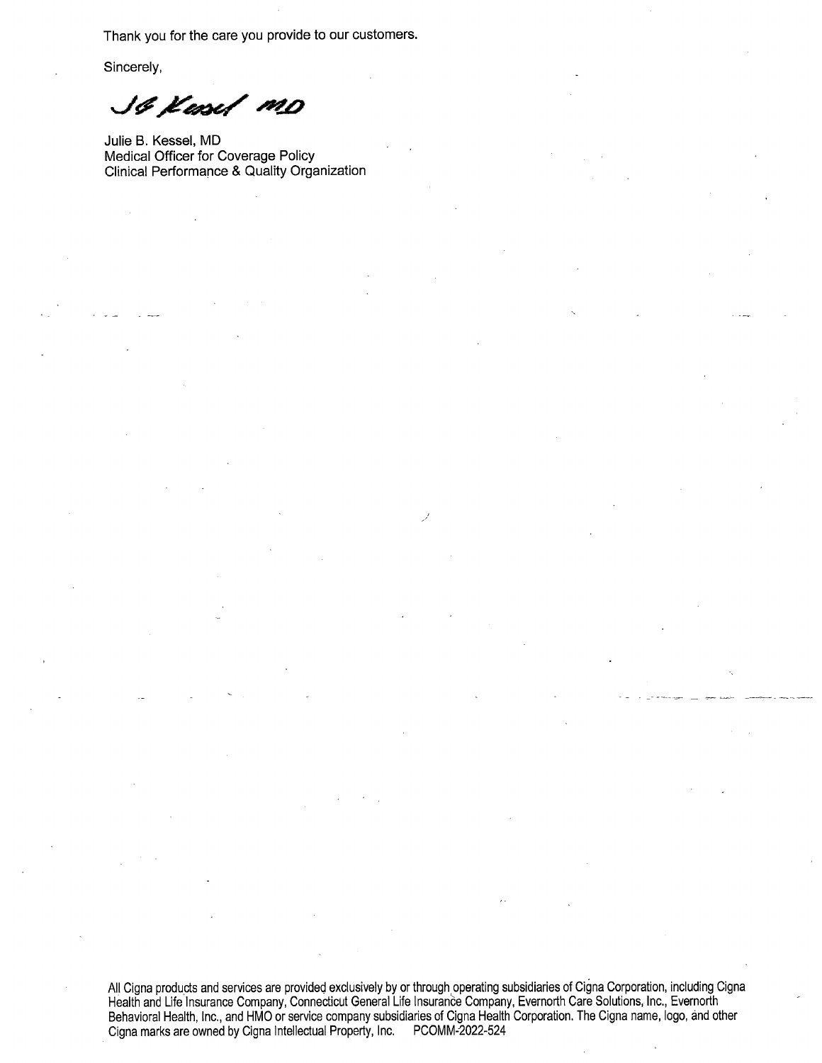Thank you for the care you provide to our customers.

Sincerely,

JG Kessel MD

Julie B. Kessel, MD
Medical Officer for Coverage Policy
Clinical Performance & Quality Organization

All Cigna products and services are provided exclusively by or through operating subsidiaries of Cigna Corporation, including Cigna Health and Life Insurance Company, Connecticut General Life Insurance Company, Evernorth Care Solutions, Inc., Evernorth Behavioral Health, Inc., and HMO or service company subsidiaries of Cigna Health Corporation. The Cigna name, logo, and other Cigna marks are owned by Cigna Intellectual Property, Inc. PCOMM-2022-524